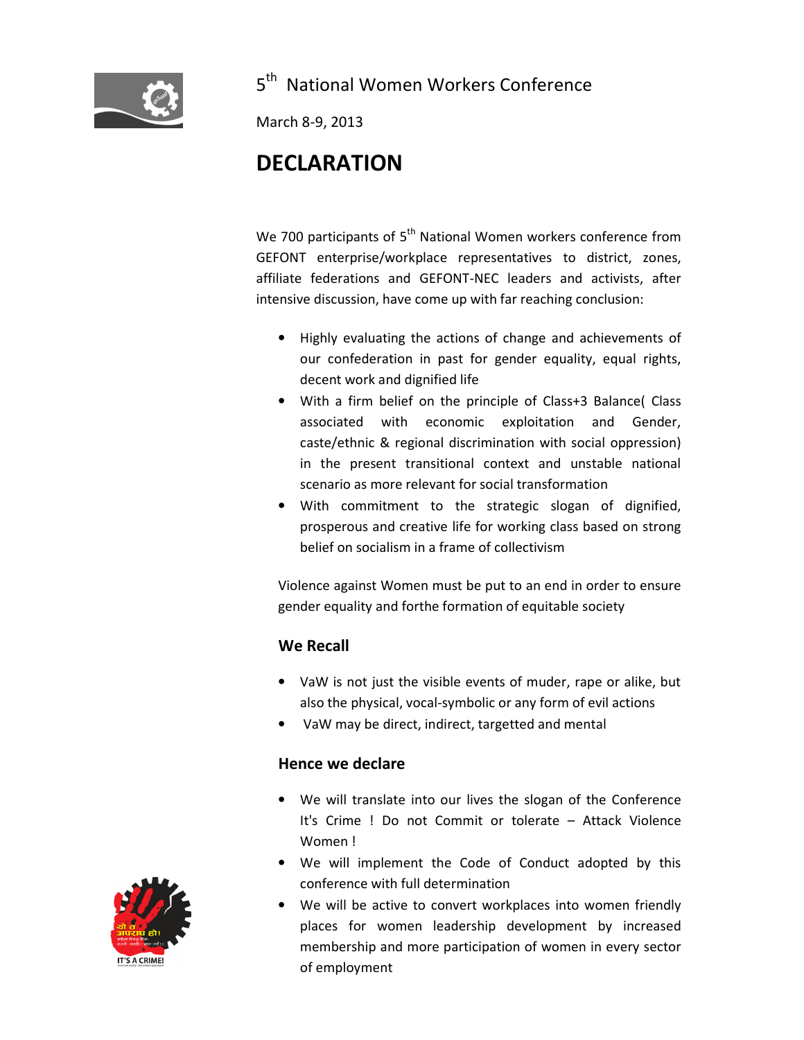# 5th National Women Workers Conference

March 8-9, 2013

## DECLARATION

We 700 participants of 5th National Women workers conference from GEFONT enterprise/workplace representatives to district, zones, affiliate federations and GEFONT-NEC leaders and activists, after intensive discussion, have come up with far reaching conclusion:

- Highly evaluating the actions of change and achievements of our confederation in past for gender equality, equal rights, decent work and dignified life
- With a firm belief on the principle of Class+3 Balance( Class associated with economic exploitation and Gender, caste/ethnic & regional discrimination with social oppression) in the present transitional context and unstable national scenario as more relevant for social transformation
- With commitment to the strategic slogan of dignified, prosperous and creative life for working class based on strong belief on socialism in a frame of collectivism

Violence against Women must be put to an end in order to ensure gender equality and forthe formation of equitable society

### We Recall

- VaW is not just the visible events of muder, rape or alike, but also the physical, vocal-symbolic or any form of evil actions
- VaW may be direct, indirect, targetted and mental

### Hence we declare

- We will translate into our lives the slogan of the Conference It's Crime ! Do not Commit or tolerate – Attack Violence Women !
- We will implement the Code of Conduct adopted by this conference with full determination
- We will be active to convert workplaces into women friendly places for women leadership development by increased membership and more participation of women in every sector of employment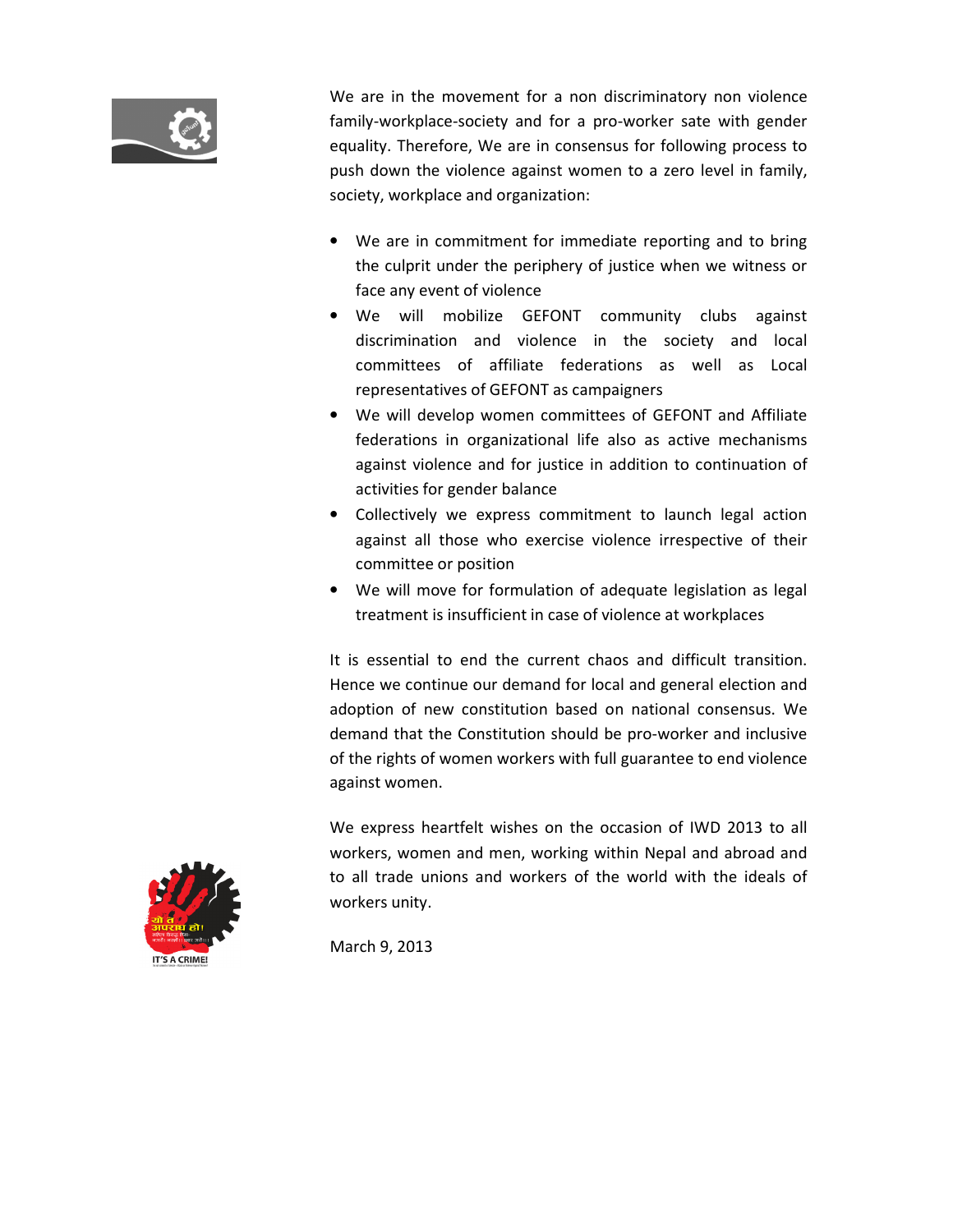We are in the movement for a non discriminatory non violence family-workplace-society and for a pro-worker sate with gender equality. Therefore, We are in consensus for following process to push down the violence against women to a zero level in family, society, workplace and organization:

- We are in commitment for immediate reporting and to bring the culprit under the periphery of justice when we witness or face any event of violence
- We will mobilize GEFONT community clubs against discrimination and violence in the society and local committees of affiliate federations as well as Local representatives of GEFONT as campaigners
- We will develop women committees of GEFONT and Affiliate federations in organizational life also as active mechanisms against violence and for justice in addition to continuation of activities for gender balance
- Collectively we express commitment to launch legal action against all those who exercise violence irrespective of their committee or position
- We will move for formulation of adequate legislation as legal treatment is insufficient in case of violence at workplaces

It is essential to end the current chaos and difficult transition. Hence we continue our demand for local and general election and adoption of new constitution based on national consensus. We demand that the Constitution should be pro-worker and inclusive of the rights of women workers with full guarantee to end violence against women.

We express heartfelt wishes on the occasion of IWD 2013 to all workers, women and men, working within Nepal and abroad and to all trade unions and workers of the world with the ideals of workers unity.

March 9, 2013